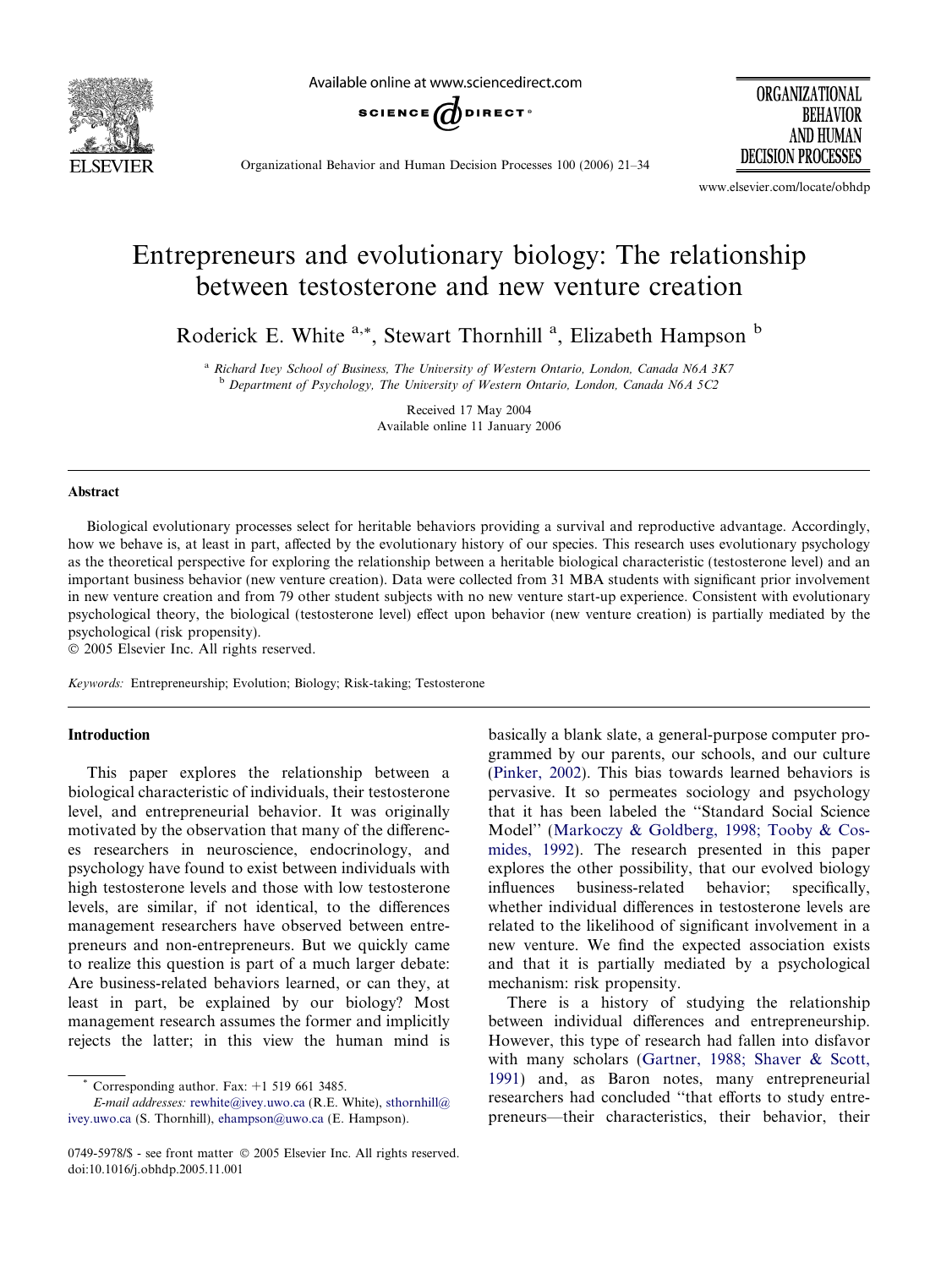# Entrepreneurs and evolutionary biology: The relationship between testosterone and new venture creation

Roderick E. White [a,*], Stewart Thornhill [a], Elizabeth Hampson [b]

[a] Richard Ivey School of Business, The University of Western Ontario, London, Canada N6A 3K7
[b] Department of Psychology, The University of Western Ontario, London, Canada N6A 5C2

Received 17 May 2004
Available online 11 January 2006

## Abstract

Biological evolutionary processes select for heritable behaviors providing a survival and reproductive advantage. Accordingly, how we behave is, at least in part, affected by the evolutionary history of our species. This research uses evolutionary psychology as the theoretical perspective for exploring the relationship between a heritable biological characteristic (testosterone level) and an important business behavior (new venture creation). Data were collected from 31 MBA students with significant prior involvement in new venture creation and from 79 other student subjects with no new venture start-up experience. Consistent with evolutionary psychological theory, the biological (testosterone level) effect upon behavior (new venture creation) is partially mediated by the psychological (risk propensity).

© 2005 Elsevier Inc. All rights reserved.

*Keywords:* Entrepreneurship; Evolution; Biology; Risk-taking; Testosterone

## Introduction

This paper explores the relationship between a biological characteristic of individuals, their testosterone level, and entrepreneurial behavior. It was originally motivated by the observation that many of the differences researchers in neuroscience, endocrinology, and psychology have found to exist between individuals with high testosterone levels and those with low testosterone levels, are similar, if not identical, to the differences management researchers have observed between entrepreneurs and non-entrepreneurs. But we quickly came to realize this question is part of a much larger debate: Are business-related behaviors learned, or can they, at least in part, be explained by our biology? Most management research assumes the former and implicitly rejects the latter; in this view the human mind is basically a blank slate, a general-purpose computer programmed by our parents, our schools, and our culture (Pinker, 2002). This bias towards learned behaviors is pervasive. It so permeates sociology and psychology that it has been labeled the "Standard Social Science Model" (Markoczy & Goldberg, 1998; Tooby & Cosmides, 1992). The research presented in this paper explores the other possibility, that our evolved biology influences business-related behavior; specifically, whether individual differences in testosterone levels are related to the likelihood of significant involvement in a new venture. We find the expected association exists and that it is partially mediated by a psychological mechanism: risk propensity.

There is a history of studying the relationship between individual differences and entrepreneurship. However, this type of research had fallen into disfavor with many scholars (Gartner, 1988; Shaver & Scott, 1991) and, as Baron notes, many entrepreneurial researchers had concluded "that efforts to study entrepreneurs—their characteristics, their behavior, their

* Corresponding author. Fax: +1 519 661 3485.
*E-mail addresses:* rewhite@ivey.uwo.ca (R.E. White), sthornhill@ivey.uwo.ca (S. Thornhill), ehampson@uwo.ca (E. Hampson).

0749-5978/$ - see front matter © 2005 Elsevier Inc. All rights reserved.
doi:10.1016/j.obhdp.2005.11.001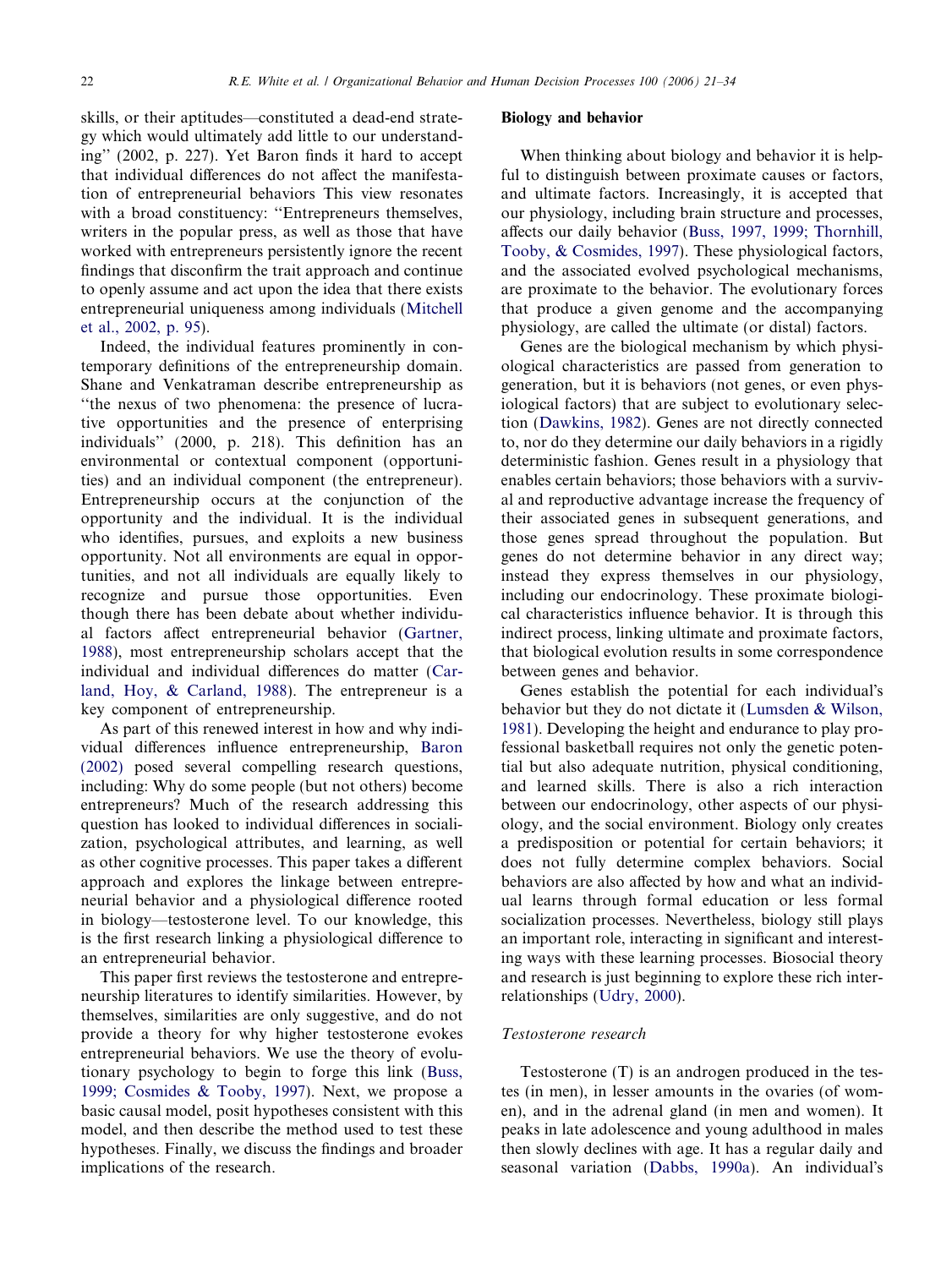skills, or their aptitudes—constituted a dead-end strategy which would ultimately add little to our understanding'' (2002, p. 227). Yet Baron finds it hard to accept that individual differences do not affect the manifestation of entrepreneurial behaviors This view resonates with a broad constituency: ''Entrepreneurs themselves, writers in the popular press, as well as those that have worked with entrepreneurs persistently ignore the recent findings that disconfirm the trait approach and continue to openly assume and act upon the idea that there exists entrepreneurial uniqueness among individuals (Mitchell et al., 2002, p. 95).

Indeed, the individual features prominently in contemporary definitions of the entrepreneurship domain. Shane and Venkatraman describe entrepreneurship as ''the nexus of two phenomena: the presence of lucrative opportunities and the presence of enterprising individuals'' (2000, p. 218). This definition has an environmental or contextual component (opportunities) and an individual component (the entrepreneur). Entrepreneurship occurs at the conjunction of the opportunity and the individual. It is the individual who identifies, pursues, and exploits a new business opportunity. Not all environments are equal in opportunities, and not all individuals are equally likely to recognize and pursue those opportunities. Even though there has been debate about whether individual factors affect entrepreneurial behavior (Gartner, 1988), most entrepreneurship scholars accept that the individual and individual differences do matter (Carland, Hoy, & Carland, 1988). The entrepreneur is a key component of entrepreneurship.

As part of this renewed interest in how and why individual differences influence entrepreneurship, Baron (2002) posed several compelling research questions, including: Why do some people (but not others) become entrepreneurs? Much of the research addressing this question has looked to individual differences in socialization, psychological attributes, and learning, as well as other cognitive processes. This paper takes a different approach and explores the linkage between entrepreneurial behavior and a physiological difference rooted in biology—testosterone level. To our knowledge, this is the first research linking a physiological difference to an entrepreneurial behavior.

This paper first reviews the testosterone and entrepreneurship literatures to identify similarities. However, by themselves, similarities are only suggestive, and do not provide a theory for why higher testosterone evokes entrepreneurial behaviors. We use the theory of evolutionary psychology to begin to forge this link (Buss, 1999; Cosmides & Tooby, 1997). Next, we propose a basic causal model, posit hypotheses consistent with this model, and then describe the method used to test these hypotheses. Finally, we discuss the findings and broader implications of the research.

## Biology and behavior

When thinking about biology and behavior it is helpful to distinguish between proximate causes or factors, and ultimate factors. Increasingly, it is accepted that our physiology, including brain structure and processes, affects our daily behavior (Buss, 1997, 1999; Thornhill, Tooby, & Cosmides, 1997). These physiological factors, and the associated evolved psychological mechanisms, are proximate to the behavior. The evolutionary forces that produce a given genome and the accompanying physiology, are called the ultimate (or distal) factors.

Genes are the biological mechanism by which physiological characteristics are passed from generation to generation, but it is behaviors (not genes, or even physiological factors) that are subject to evolutionary selection (Dawkins, 1982). Genes are not directly connected to, nor do they determine our daily behaviors in a rigidly deterministic fashion. Genes result in a physiology that enables certain behaviors; those behaviors with a survival and reproductive advantage increase the frequency of their associated genes in subsequent generations, and those genes spread throughout the population. But genes do not determine behavior in any direct way; instead they express themselves in our physiology, including our endocrinology. These proximate biological characteristics influence behavior. It is through this indirect process, linking ultimate and proximate factors, that biological evolution results in some correspondence between genes and behavior.

Genes establish the potential for each individual's behavior but they do not dictate it (Lumsden & Wilson, 1981). Developing the height and endurance to play professional basketball requires not only the genetic potential but also adequate nutrition, physical conditioning, and learned skills. There is also a rich interaction between our endocrinology, other aspects of our physiology, and the social environment. Biology only creates a predisposition or potential for certain behaviors; it does not fully determine complex behaviors. Social behaviors are also affected by how and what an individual learns through formal education or less formal socialization processes. Nevertheless, biology still plays an important role, interacting in significant and interesting ways with these learning processes. Biosocial theory and research is just beginning to explore these rich interrelationships (Udry, 2000).

### *Testosterone research*

Testosterone (T) is an androgen produced in the testes (in men), in lesser amounts in the ovaries (of women), and in the adrenal gland (in men and women). It peaks in late adolescence and young adulthood in males then slowly declines with age. It has a regular daily and seasonal variation (Dabbs, 1990a). An individual's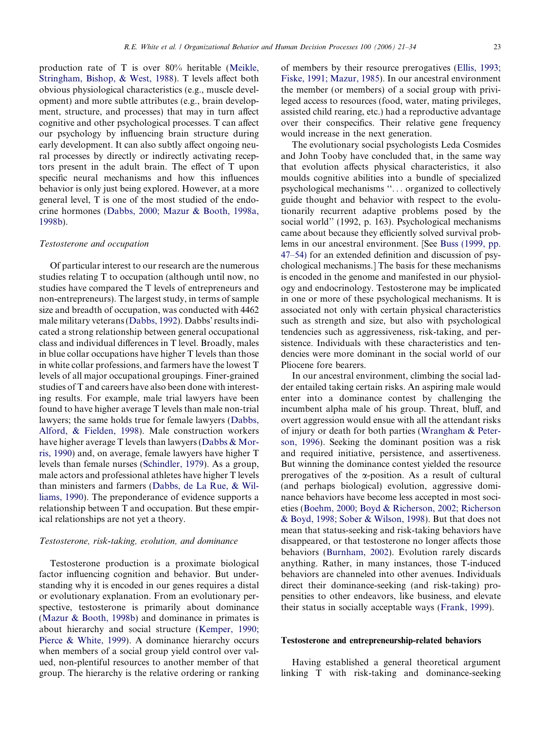production rate of T is over 80% heritable (Meikle, Stringham, Bishop, & West, 1988). T levels affect both obvious physiological characteristics (e.g., muscle development) and more subtle attributes (e.g., brain development, structure, and processes) that may in turn affect cognitive and other psychological processes. T can affect our psychology by influencing brain structure during early development. It can also subtly affect ongoing neural processes by directly or indirectly activating receptors present in the adult brain. The effect of T upon specific neural mechanisms and how this influences behavior is only just being explored. However, at a more general level, T is one of the most studied of the endocrine hormones (Dabbs, 2000; Mazur & Booth, 1998a, 1998b).

### Testosterone and occupation

Of particular interest to our research are the numerous studies relating T to occupation (although until now, no studies have compared the T levels of entrepreneurs and non-entrepreneurs). The largest study, in terms of sample size and breadth of occupation, was conducted with 4462 male military veterans (Dabbs, 1992). Dabbs' results indicated a strong relationship between general occupational class and individual differences in T level. Broadly, males in blue collar occupations have higher T levels than those in white collar professions, and farmers have the lowest T levels of all major occupational groupings. Finer-grained studies of T and careers have also been done with interesting results. For example, male trial lawyers have been found to have higher average T levels than male non-trial lawyers; the same holds true for female lawyers (Dabbs, Alford, & Fielden, 1998). Male construction workers have higher average T levels than lawyers (Dabbs & Morris, 1990) and, on average, female lawyers have higher T levels than female nurses (Schindler, 1979). As a group, male actors and professional athletes have higher T levels than ministers and farmers (Dabbs, de La Rue, & Williams, 1990). The preponderance of evidence supports a relationship between T and occupation. But these empirical relationships are not yet a theory.

### Testosterone, risk-taking, evolution, and dominance

Testosterone production is a proximate biological factor influencing cognition and behavior. But understanding why it is encoded in our genes requires a distal or evolutionary explanation. From an evolutionary perspective, testosterone is primarily about dominance (Mazur & Booth, 1998b) and dominance in primates is about hierarchy and social structure (Kemper, 1990; Pierce & White, 1999). A dominance hierarchy occurs when members of a social group yield control over valued, non-plentiful resources to another member of that group. The hierarchy is the relative ordering or ranking of members by their resource prerogatives (Ellis, 1993; Fiske, 1991; Mazur, 1985). In our ancestral environment the member (or members) of a social group with privileged access to resources (food, water, mating privileges, assisted child rearing, etc.) had a reproductive advantage over their conspecifics. Their relative gene frequency would increase in the next generation.

The evolutionary social psychologists Leda Cosmides and John Tooby have concluded that, in the same way that evolution affects physical characteristics, it also moulds cognitive abilities into a bundle of specialized psychological mechanisms "... organized to collectively guide thought and behavior with respect to the evolutionarily recurrent adaptive problems posed by the social world" (1992, p. 163). Psychological mechanisms came about because they efficiently solved survival problems in our ancestral environment. [See Buss (1999, pp. 47–54) for an extended definition and discussion of psychological mechanisms.] The basis for these mechanisms is encoded in the genome and manifested in our physiology and endocrinology. Testosterone may be implicated in one or more of these psychological mechanisms. It is associated not only with certain physical characteristics such as strength and size, but also with psychological tendencies such as aggressiveness, risk-taking, and persistence. Individuals with these characteristics and tendencies were more dominant in the social world of our Pliocene fore bearers.

In our ancestral environment, climbing the social ladder entailed taking certain risks. An aspiring male would enter into a dominance contest by challenging the incumbent alpha male of his group. Threat, bluff, and overt aggression would ensue with all the attendant risks of injury or death for both parties (Wrangham & Peterson, 1996). Seeking the dominant position was a risk and required initiative, persistence, and assertiveness. But winning the dominance contest yielded the resource prerogatives of the α-position. As a result of cultural (and perhaps biological) evolution, aggressive dominance behaviors have become less accepted in most societies (Boehm, 2000; Boyd & Richerson, 2002; Richerson & Boyd, 1998; Sober & Wilson, 1998). But that does not mean that status-seeking and risk-taking behaviors have disappeared, or that testosterone no longer affects those behaviors (Burnham, 2002). Evolution rarely discards anything. Rather, in many instances, those T-induced behaviors are channeled into other avenues. Individuals direct their dominance-seeking (and risk-taking) propensities to other endeavors, like business, and elevate their status in socially acceptable ways (Frank, 1999).

## Testosterone and entrepreneurship-related behaviors

Having established a general theoretical argument linking T with risk-taking and dominance-seeking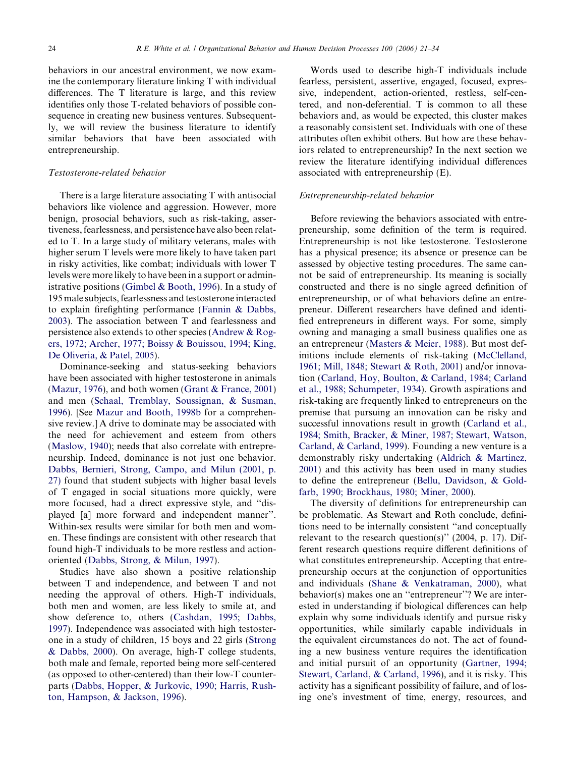behaviors in our ancestral environment, we now examine the contemporary literature linking T with individual differences. The T literature is large, and this review identifies only those T-related behaviors of possible consequence in creating new business ventures. Subsequently, we will review the business literature to identify similar behaviors that have been associated with entrepreneurship.

### *Testosterone-related behavior*

There is a large literature associating T with antisocial behaviors like violence and aggression. However, more benign, prosocial behaviors, such as risk-taking, assertiveness, fearlessness, and persistence have also been related to T. In a large study of military veterans, males with higher serum T levels were more likely to have taken part in risky activities, like combat; individuals with lower T levels were more likely to have been in a support or administrative positions (Gimbel & Booth, 1996). In a study of 195 male subjects, fearlessness and testosterone interacted to explain firefighting performance (Fannin & Dabbs, 2003). The association between T and fearlessness and persistence also extends to other species (Andrew & Rogers, 1972; Archer, 1977; Boissy & Bouissou, 1994; King, De Oliveria, & Patel, 2005).

Dominance-seeking and status-seeking behaviors have been associated with higher testosterone in animals (Mazur, 1976), and both women (Grant & France, 2001) and men (Schaal, Tremblay, Soussignan, & Susman, 1996). [See Mazur and Booth, 1998b for a comprehensive review.] A drive to dominate may be associated with the need for achievement and esteem from others (Maslow, 1940); needs that also correlate with entrepreneurship. Indeed, dominance is not just one behavior. Dabbs, Bernieri, Strong, Campo, and Milun (2001, p. 27) found that student subjects with higher basal levels of T engaged in social situations more quickly, were more focused, had a direct expressive style, and "displayed [a] more forward and independent manner". Within-sex results were similar for both men and women. These findings are consistent with other research that found high-T individuals to be more restless and action-oriented (Dabbs, Strong, & Milun, 1997).

Studies have also shown a positive relationship between T and independence, and between T and not needing the approval of others. High-T individuals, both men and women, are less likely to smile at, and show deference to, others (Cashdan, 1995; Dabbs, 1997). Independence was associated with high testosterone in a study of children, 15 boys and 22 girls (Strong & Dabbs, 2000). On average, high-T college students, both male and female, reported being more self-centered (as opposed to other-centered) than their low-T counterparts (Dabbs, Hopper, & Jurkovic, 1990; Harris, Rushton, Hampson, & Jackson, 1996).

Words used to describe high-T individuals include fearless, persistent, assertive, engaged, focused, expressive, independent, action-oriented, restless, self-centered, and non-deferential. T is common to all these behaviors and, as would be expected, this cluster makes a reasonably consistent set. Individuals with one of these attributes often exhibit others. But how are these behaviors related to entrepreneurship? In the next section we review the literature identifying individual differences associated with entrepreneurship (E).

### *Entrepreneurship-related behavior*

Before reviewing the behaviors associated with entrepreneurship, some definition of the term is required. Entrepreneurship is not like testosterone. Testosterone has a physical presence; its absence or presence can be assessed by objective testing procedures. The same cannot be said of entrepreneurship. Its meaning is socially constructed and there is no single agreed definition of entrepreneurship, or of what behaviors define an entrepreneur. Different researchers have defined and identified entrepreneurs in different ways. For some, simply owning and managing a small business qualifies one as an entrepreneur (Masters & Meier, 1988). But most definitions include elements of risk-taking (McClelland, 1961; Mill, 1848; Stewart & Roth, 2001) and/or innovation (Carland, Hoy, Boulton, & Carland, 1984; Carland et al., 1988; Schumpeter, 1934). Growth aspirations and risk-taking are frequently linked to entrepreneurs on the premise that pursuing an innovation can be risky and successful innovations result in growth (Carland et al., 1984; Smith, Bracker, & Miner, 1987; Stewart, Watson, Carland, & Carland, 1999). Founding a new venture is a demonstrably risky undertaking (Aldrich & Martinez, 2001) and this activity has been used in many studies to define the entrepreneur (Bellu, Davidson, & Goldfarb, 1990; Brockhaus, 1980; Miner, 2000).

The diversity of definitions for entrepreneurship can be problematic. As Stewart and Roth conclude, definitions need to be internally consistent "and conceptually relevant to the research question(s)" (2004, p. 17). Different research questions require different definitions of what constitutes entrepreneurship. Accepting that entrepreneurship occurs at the conjunction of opportunities and individuals (Shane & Venkatraman, 2000), what behavior(s) makes one an "entrepreneur"? We are interested in understanding if biological differences can help explain why some individuals identify and pursue risky opportunities, while similarly capable individuals in the equivalent circumstances do not. The act of founding a new business venture requires the identification and initial pursuit of an opportunity (Gartner, 1994; Stewart, Carland, & Carland, 1996), and it is risky. This activity has a significant possibility of failure, and of losing one's investment of time, energy, resources, and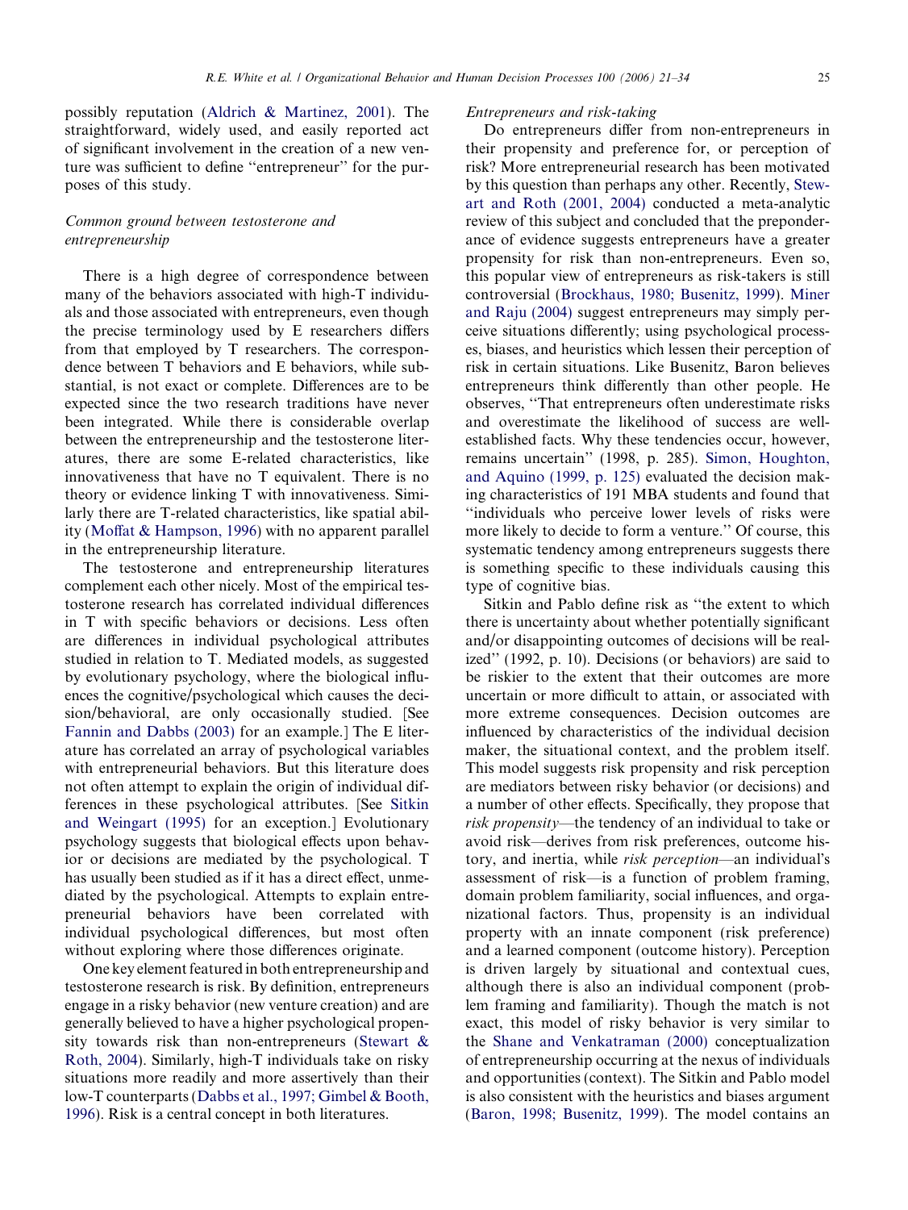possibly reputation (Aldrich & Martinez, 2001). The straightforward, widely used, and easily reported act of significant involvement in the creation of a new venture was sufficient to define ''entrepreneur'' for the purposes of this study.

### *Common ground between testosterone and entrepreneurship*

There is a high degree of correspondence between many of the behaviors associated with high-T individuals and those associated with entrepreneurs, even though the precise terminology used by E researchers differs from that employed by T researchers. The correspondence between T behaviors and E behaviors, while substantial, is not exact or complete. Differences are to be expected since the two research traditions have never been integrated. While there is considerable overlap between the entrepreneurship and the testosterone literatures, there are some E-related characteristics, like innovativeness that have no T equivalent. There is no theory or evidence linking T with innovativeness. Similarly there are T-related characteristics, like spatial ability (Moffat & Hampson, 1996) with no apparent parallel in the entrepreneurship literature.

The testosterone and entrepreneurship literatures complement each other nicely. Most of the empirical testosterone research has correlated individual differences in T with specific behaviors or decisions. Less often are differences in individual psychological attributes studied in relation to T. Mediated models, as suggested by evolutionary psychology, where the biological influences the cognitive/psychological which causes the decision/behavioral, are only occasionally studied. [See Fannin and Dabbs (2003) for an example.] The E literature has correlated an array of psychological variables with entrepreneurial behaviors. But this literature does not often attempt to explain the origin of individual differences in these psychological attributes. [See Sitkin and Weingart (1995) for an exception.] Evolutionary psychology suggests that biological effects upon behavior or decisions are mediated by the psychological. T has usually been studied as if it has a direct effect, unmediated by the psychological. Attempts to explain entrepreneurial behaviors have been correlated with individual psychological differences, but most often without exploring where those differences originate.

One key element featured in both entrepreneurship and testosterone research is risk. By definition, entrepreneurs engage in a risky behavior (new venture creation) and are generally believed to have a higher psychological propensity towards risk than non-entrepreneurs (Stewart & Roth, 2004). Similarly, high-T individuals take on risky situations more readily and more assertively than their low-T counterparts (Dabbs et al., 1997; Gimbel & Booth, 1996). Risk is a central concept in both literatures.

### *Entrepreneurs and risk-taking*

Do entrepreneurs differ from non-entrepreneurs in their propensity and preference for, or perception of risk? More entrepreneurial research has been motivated by this question than perhaps any other. Recently, Stewart and Roth (2001, 2004) conducted a meta-analytic review of this subject and concluded that the preponderance of evidence suggests entrepreneurs have a greater propensity for risk than non-entrepreneurs. Even so, this popular view of entrepreneurs as risk-takers is still controversial (Brockhaus, 1980; Busenitz, 1999). Miner and Raju (2004) suggest entrepreneurs may simply perceive situations differently; using psychological processes, biases, and heuristics which lessen their perception of risk in certain situations. Like Busenitz, Baron believes entrepreneurs think differently than other people. He observes, ''That entrepreneurs often underestimate risks and overestimate the likelihood of success are well-established facts. Why these tendencies occur, however, remains uncertain'' (1998, p. 285). Simon, Houghton, and Aquino (1999, p. 125) evaluated the decision making characteristics of 191 MBA students and found that ''individuals who perceive lower levels of risks were more likely to decide to form a venture.'' Of course, this systematic tendency among entrepreneurs suggests there is something specific to these individuals causing this type of cognitive bias.

Sitkin and Pablo define risk as ''the extent to which there is uncertainty about whether potentially significant and/or disappointing outcomes of decisions will be realized'' (1992, p. 10). Decisions (or behaviors) are said to be riskier to the extent that their outcomes are more uncertain or more difficult to attain, or associated with more extreme consequences. Decision outcomes are influenced by characteristics of the individual decision maker, the situational context, and the problem itself. This model suggests risk propensity and risk perception are mediators between risky behavior (or decisions) and a number of other effects. Specifically, they propose that *risk propensity*—the tendency of an individual to take or avoid risk—derives from risk preferences, outcome history, and inertia, while *risk perception*—an individual's assessment of risk—is a function of problem framing, domain problem familiarity, social influences, and organizational factors. Thus, propensity is an individual property with an innate component (risk preference) and a learned component (outcome history). Perception is driven largely by situational and contextual cues, although there is also an individual component (problem framing and familiarity). Though the match is not exact, this model of risky behavior is very similar to the Shane and Venkatraman (2000) conceptualization of entrepreneurship occurring at the nexus of individuals and opportunities (context). The Sitkin and Pablo model is also consistent with the heuristics and biases argument (Baron, 1998; Busenitz, 1999). The model contains an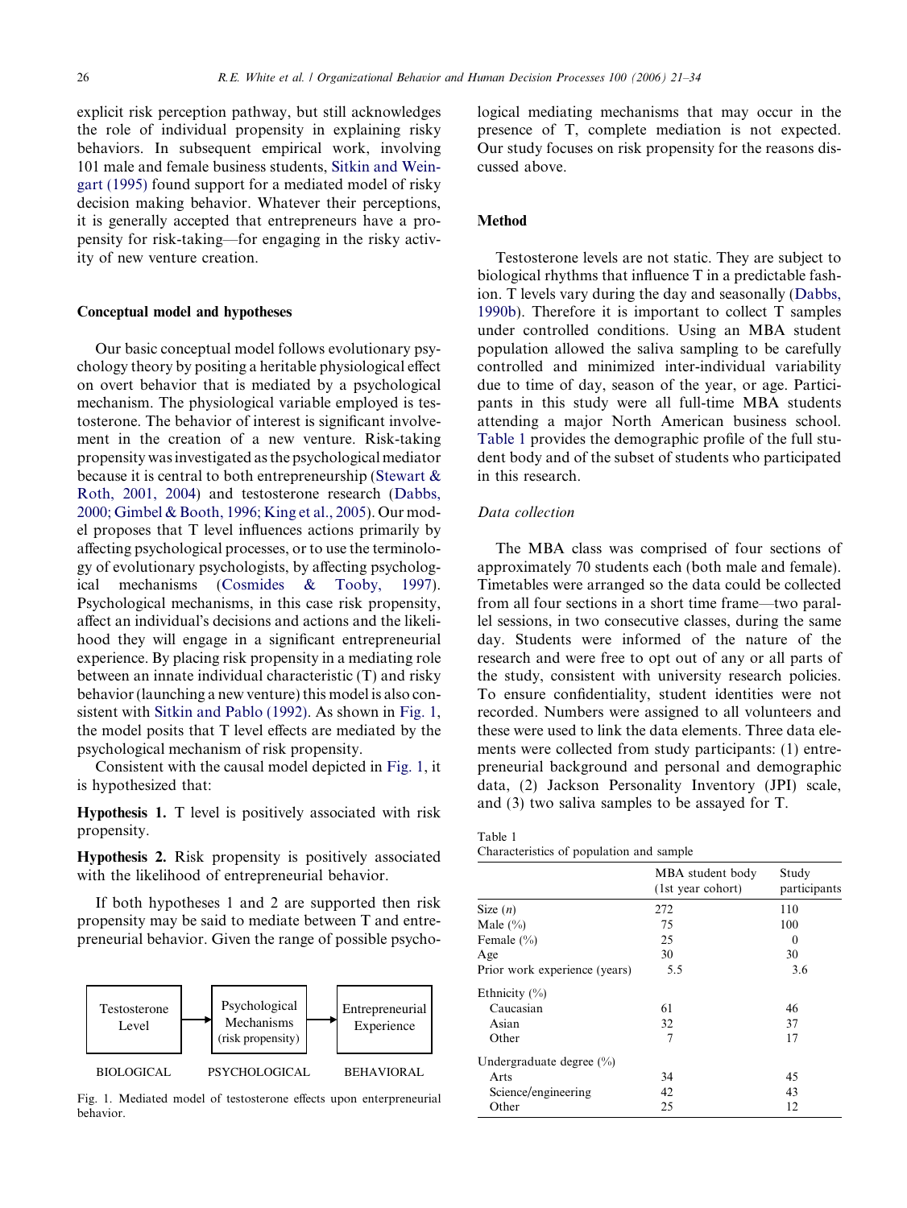explicit risk perception pathway, but still acknowledges the role of individual propensity in explaining risky behaviors. In subsequent empirical work, involving 101 male and female business students, Sitkin and Weingart (1995) found support for a mediated model of risky decision making behavior. Whatever their perceptions, it is generally accepted that entrepreneurs have a propensity for risk-taking—for engaging in the risky activity of new venture creation.

## Conceptual model and hypotheses

Our basic conceptual model follows evolutionary psychology theory by positing a heritable physiological effect on overt behavior that is mediated by a psychological mechanism. The physiological variable employed is testosterone. The behavior of interest is significant involvement in the creation of a new venture. Risk-taking propensity was investigated as the psychological mediator because it is central to both entrepreneurship (Stewart & Roth, 2001, 2004) and testosterone research (Dabbs, 2000; Gimbel & Booth, 1996; King et al., 2005). Our model proposes that T level influences actions primarily by affecting psychological processes, or to use the terminology of evolutionary psychologists, by affecting psychological mechanisms (Cosmides & Tooby, 1997). Psychological mechanisms, in this case risk propensity, affect an individual's decisions and actions and the likelihood they will engage in a significant entrepreneurial experience. By placing risk propensity in a mediating role between an innate individual characteristic (T) and risky behavior (launching a new venture) this model is also consistent with Sitkin and Pablo (1992). As shown in Fig. 1, the model posits that T level effects are mediated by the psychological mechanism of risk propensity.

Consistent with the causal model depicted in Fig. 1, it is hypothesized that:

**Hypothesis 1.** T level is positively associated with risk propensity.

**Hypothesis 2.** Risk propensity is positively associated with the likelihood of entrepreneurial behavior.

If both hypotheses 1 and 2 are supported then risk propensity may be said to mediate between T and entrepreneurial behavior. Given the range of possible psychological mediating mechanisms that may occur in the presence of T, complete mediation is not expected. Our study focuses on risk propensity for the reasons discussed above.

Testosterone Level → Psychological Mechanisms (risk propensity) → Entrepreneurial Experience

BIOLOGICAL — PSYCHOLOGICAL — BEHAVIORAL

Fig. 1. Mediated model of testosterone effects upon enterpreneurial behavior.

## Method

Testosterone levels are not static. They are subject to biological rhythms that influence T in a predictable fashion. T levels vary during the day and seasonally (Dabbs, 1990b). Therefore it is important to collect T samples under controlled conditions. Using an MBA student population allowed the saliva sampling to be carefully controlled and minimized inter-individual variability due to time of day, season of the year, or age. Participants in this study were all full-time MBA students attending a major North American business school. Table 1 provides the demographic profile of the full student body and of the subset of students who participated in this research.

### *Data collection*

The MBA class was comprised of four sections of approximately 70 students each (both male and female). Timetables were arranged so the data could be collected from all four sections in a short time frame—two parallel sessions, in two consecutive classes, during the same day. Students were informed of the nature of the research and were free to opt out of any or all parts of the study, consistent with university research policies. To ensure confidentiality, student identities were not recorded. Numbers were assigned to all volunteers and these were used to link the data elements. Three data elements were collected from study participants: (1) entrepreneurial background and personal and demographic data, (2) Jackson Personality Inventory (JPI) scale, and (3) two saliva samples to be assayed for T.

Table 1
Characteristics of population and sample

| | MBA student body (1st year cohort) | Study participants |
|---|---|---|
| Size ($n$) | 272 | 110 |
| Male (%) | 75 | 100 |
| Female (%) | 25 | 0 |
| Age | 30 | 30 |
| Prior work experience (years) | 5.5 | 3.6 |
| Ethnicity (%) | | |
| Caucasian | 61 | 46 |
| Asian | 32 | 37 |
| Other | 7 | 17 |
| Undergraduate degree (%) | | |
| Arts | 34 | 45 |
| Science/engineering | 42 | 43 |
| Other | 25 | 12 |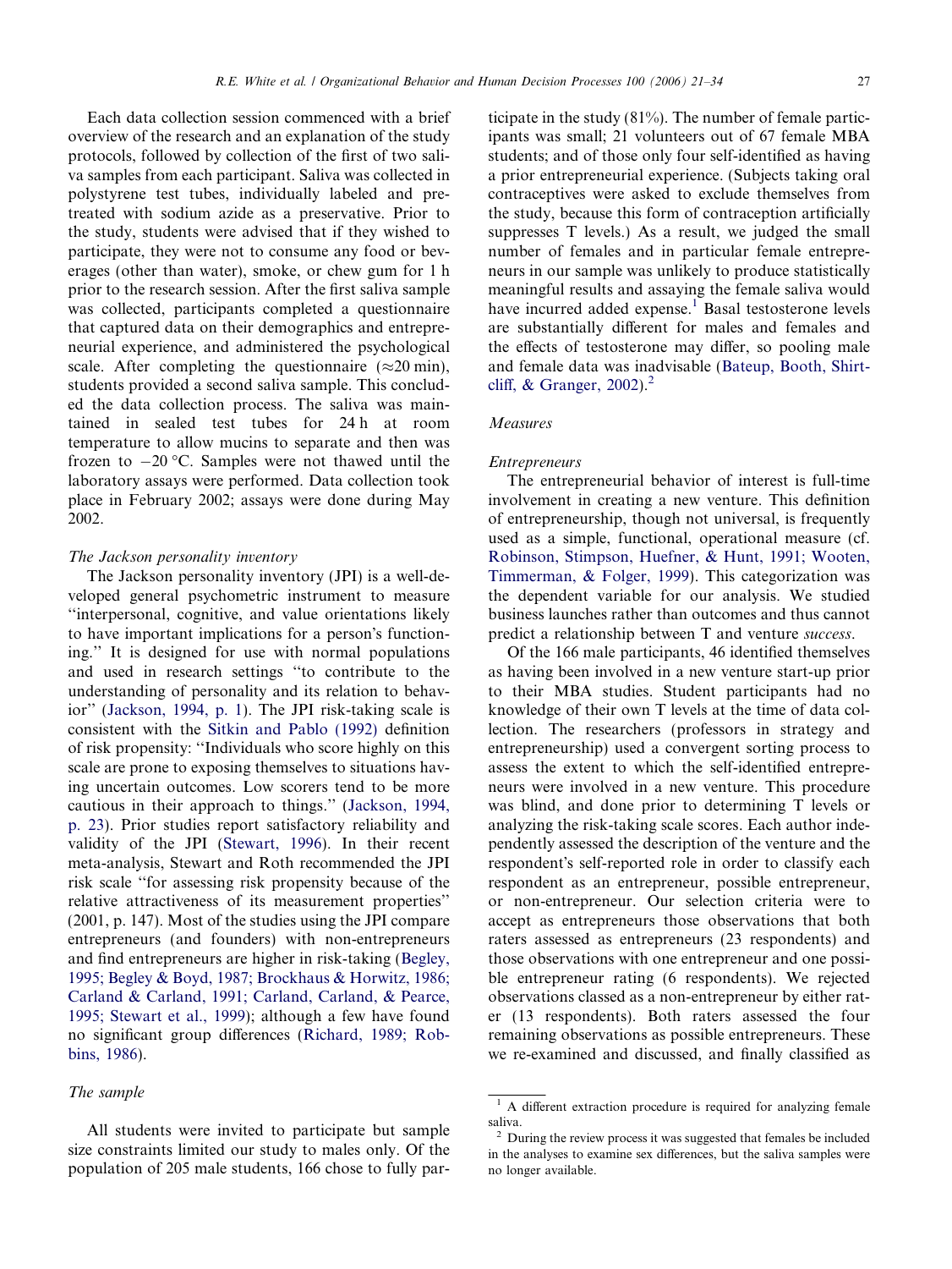Each data collection session commenced with a brief overview of the research and an explanation of the study protocols, followed by collection of the first of two saliva samples from each participant. Saliva was collected in polystyrene test tubes, individually labeled and pretreated with sodium azide as a preservative. Prior to the study, students were advised that if they wished to participate, they were not to consume any food or beverages (other than water), smoke, or chew gum for 1 h prior to the research session. After the first saliva sample was collected, participants completed a questionnaire that captured data on their demographics and entrepreneurial experience, and administered the psychological scale. After completing the questionnaire (≈20 min), students provided a second saliva sample. This concluded the data collection process. The saliva was maintained in sealed test tubes for 24 h at room temperature to allow mucins to separate and then was frozen to −20 °C. Samples were not thawed until the laboratory assays were performed. Data collection took place in February 2002; assays were done during May 2002.

### *The Jackson personality inventory*

The Jackson personality inventory (JPI) is a well-developed general psychometric instrument to measure "interpersonal, cognitive, and value orientations likely to have important implications for a person's functioning." It is designed for use with normal populations and used in research settings "to contribute to the understanding of personality and its relation to behavior" (Jackson, 1994, p. 1). The JPI risk-taking scale is consistent with the Sitkin and Pablo (1992) definition of risk propensity: "Individuals who score highly on this scale are prone to exposing themselves to situations having uncertain outcomes. Low scorers tend to be more cautious in their approach to things." (Jackson, 1994, p. 23). Prior studies report satisfactory reliability and validity of the JPI (Stewart, 1996). In their recent meta-analysis, Stewart and Roth recommended the JPI risk scale "for assessing risk propensity because of the relative attractiveness of its measurement properties" (2001, p. 147). Most of the studies using the JPI compare entrepreneurs (and founders) with non-entrepreneurs and find entrepreneurs are higher in risk-taking (Begley, 1995; Begley & Boyd, 1987; Brockhaus & Horwitz, 1986; Carland & Carland, 1991; Carland, Carland, & Pearce, 1995; Stewart et al., 1999); although a few have found no significant group differences (Richard, 1989; Robbins, 1986).

### *The sample*

All students were invited to participate but sample size constraints limited our study to males only. Of the population of 205 male students, 166 chose to fully participate in the study (81%). The number of female participants was small; 21 volunteers out of 67 female MBA students; and of those only four self-identified as having a prior entrepreneurial experience. (Subjects taking oral contraceptives were asked to exclude themselves from the study, because this form of contraception artificially suppresses T levels.) As a result, we judged the small number of females and in particular female entrepreneurs in our sample was unlikely to produce statistically meaningful results and assaying the female saliva would have incurred added expense.[1] Basal testosterone levels are substantially different for males and females and the effects of testosterone may differ, so pooling male and female data was inadvisable (Bateup, Booth, Shirtcliff, & Granger, 2002).[2]

### *Measures*

#### *Entrepreneurs*

The entrepreneurial behavior of interest is full-time involvement in creating a new venture. This definition of entrepreneurship, though not universal, is frequently used as a simple, functional, operational measure (cf. Robinson, Stimpson, Huefner, & Hunt, 1991; Wooten, Timmerman, & Folger, 1999). This categorization was the dependent variable for our analysis. We studied business launches rather than outcomes and thus cannot predict a relationship between T and venture *success*.

Of the 166 male participants, 46 identified themselves as having been involved in a new venture start-up prior to their MBA studies. Student participants had no knowledge of their own T levels at the time of data collection. The researchers (professors in strategy and entrepreneurship) used a convergent sorting process to assess the extent to which the self-identified entrepreneurs were involved in a new venture. This procedure was blind, and done prior to determining T levels or analyzing the risk-taking scale scores. Each author independently assessed the description of the venture and the respondent's self-reported role in order to classify each respondent as an entrepreneur, possible entrepreneur, or non-entrepreneur. Our selection criteria were to accept as entrepreneurs those observations that both raters assessed as entrepreneurs (23 respondents) and those observations with one entrepreneur and one possible entrepreneur rating (6 respondents). We rejected observations classed as a non-entrepreneur by either rater (13 respondents). Both raters assessed the four remaining observations as possible entrepreneurs. These we re-examined and discussed, and finally classified as

---

[1] A different extraction procedure is required for analyzing female saliva.

[2] During the review process it was suggested that females be included in the analyses to examine sex differences, but the saliva samples were no longer available.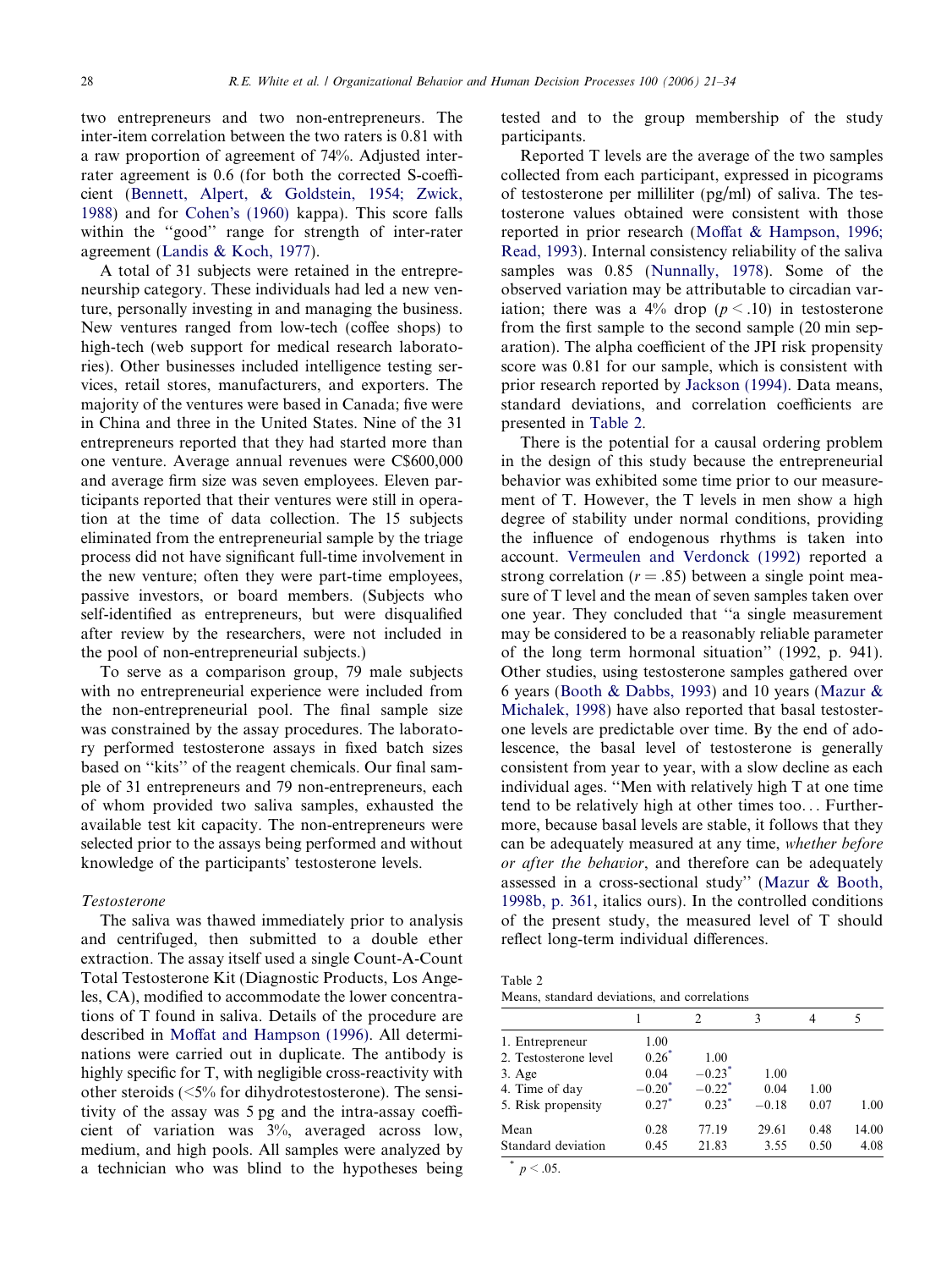two entrepreneurs and two non-entrepreneurs. The inter-item correlation between the two raters is 0.81 with a raw proportion of agreement of 74%. Adjusted inter-rater agreement is 0.6 (for both the corrected S-coefficient (Bennett, Alpert, & Goldstein, 1954; Zwick, 1988) and for Cohen's (1960) kappa). This score falls within the "good" range for strength of inter-rater agreement (Landis & Koch, 1977).

A total of 31 subjects were retained in the entrepreneurship category. These individuals had led a new venture, personally investing in and managing the business. New ventures ranged from low-tech (coffee shops) to high-tech (web support for medical research laboratories). Other businesses included intelligence testing services, retail stores, manufacturers, and exporters. The majority of the ventures were based in Canada; five were in China and three in the United States. Nine of the 31 entrepreneurs reported that they had started more than one venture. Average annual revenues were C$600,000 and average firm size was seven employees. Eleven participants reported that their ventures were still in operation at the time of data collection. The 15 subjects eliminated from the entrepreneurial sample by the triage process did not have significant full-time involvement in the new venture; often they were part-time employees, passive investors, or board members. (Subjects who self-identified as entrepreneurs, but were disqualified after review by the researchers, were not included in the pool of non-entrepreneurial subjects.)

To serve as a comparison group, 79 male subjects with no entrepreneurial experience were included from the non-entrepreneurial pool. The final sample size was constrained by the assay procedures. The laboratory performed testosterone assays in fixed batch sizes based on "kits" of the reagent chemicals. Our final sample of 31 entrepreneurs and 79 non-entrepreneurs, each of whom provided two saliva samples, exhausted the available test kit capacity. The non-entrepreneurs were selected prior to the assays being performed and without knowledge of the participants' testosterone levels.

### Testosterone

The saliva was thawed immediately prior to analysis and centrifuged, then submitted to a double ether extraction. The assay itself used a single Count-A-Count Total Testosterone Kit (Diagnostic Products, Los Angeles, CA), modified to accommodate the lower concentrations of T found in saliva. Details of the procedure are described in Moffat and Hampson (1996). All determinations were carried out in duplicate. The antibody is highly specific for T, with negligible cross-reactivity with other steroids (<5% for dihydrotestosterone). The sensitivity of the assay was 5 pg and the intra-assay coefficient of variation was 3%, averaged across low, medium, and high pools. All samples were analyzed by a technician who was blind to the hypotheses being tested and to the group membership of the study participants.

Reported T levels are the average of the two samples collected from each participant, expressed in picograms of testosterone per milliliter (pg/ml) of saliva. The testosterone values obtained were consistent with those reported in prior research (Moffat & Hampson, 1996; Read, 1993). Internal consistency reliability of the saliva samples was 0.85 (Nunnally, 1978). Some of the observed variation may be attributable to circadian variation; there was a 4% drop ($p < .10$) in testosterone from the first sample to the second sample (20 min separation). The alpha coefficient of the JPI risk propensity score was 0.81 for our sample, which is consistent with prior research reported by Jackson (1994). Data means, standard deviations, and correlation coefficients are presented in Table 2.

There is the potential for a causal ordering problem in the design of this study because the entrepreneurial behavior was exhibited some time prior to our measurement of T. However, the T levels in men show a high degree of stability under normal conditions, providing the influence of endogenous rhythms is taken into account. Vermeulen and Verdonck (1992) reported a strong correlation ($r = .85$) between a single point measure of T level and the mean of seven samples taken over one year. They concluded that "a single measurement may be considered to be a reasonably reliable parameter of the long term hormonal situation" (1992, p. 941). Other studies, using testosterone samples gathered over 6 years (Booth & Dabbs, 1993) and 10 years (Mazur & Michalek, 1998) have also reported that basal testosterone levels are predictable over time. By the end of adolescence, the basal level of testosterone is generally consistent from year to year, with a slow decline as each individual ages. "Men with relatively high T at one time tend to be relatively high at other times too… Furthermore, because basal levels are stable, it follows that they can be adequately measured at any time, *whether before or after the behavior*, and therefore can be adequately assessed in a cross-sectional study" (Mazur & Booth, 1998b, p. 361, italics ours). In the controlled conditions of the present study, the measured level of T should reflect long-term individual differences.

Table 2
Means, standard deviations, and correlations

| | 1 | 2 | 3 | 4 | 5 |
|---|---|---|---|---|---|
| 1. Entrepreneur | 1.00 | | | | |
| 2. Testosterone level | 0.26* | 1.00 | | | |
| 3. Age | 0.04 | −0.23* | 1.00 | | |
| 4. Time of day | −0.20* | −0.22* | 0.04 | 1.00 | |
| 5. Risk propensity | 0.27* | 0.23* | −0.18 | 0.07 | 1.00 |
| Mean | 0.28 | 77.19 | 29.61 | 0.48 | 14.00 |
| Standard deviation | 0.45 | 21.83 | 3.55 | 0.50 | 4.08 |

\* $p < .05$.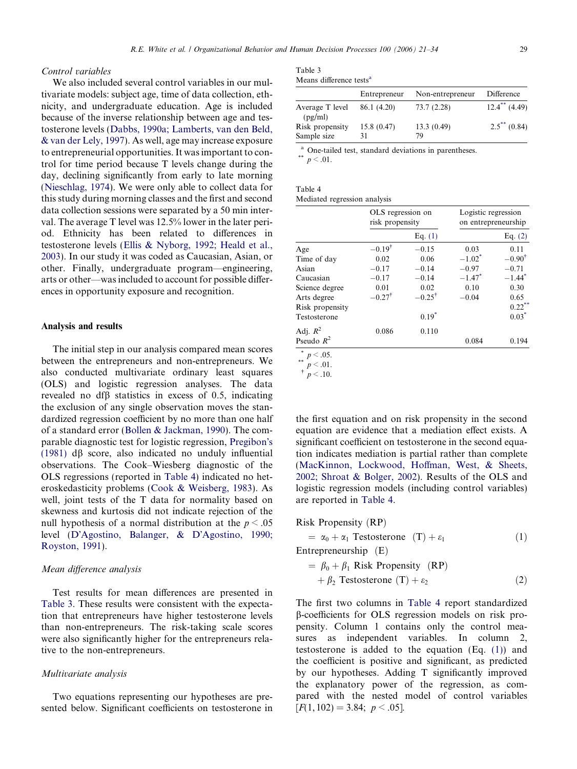### Control variables

We also included several control variables in our multivariate models: subject age, time of data collection, ethnicity, and undergraduate education. Age is included because of the inverse relationship between age and testosterone levels (Dabbs, 1990a; Lamberts, van den Beld, & van der Lely, 1997). As well, age may increase exposure to entrepreneurial opportunities. It was important to control for time period because T levels change during the day, declining significantly from early to late morning (Nieschlag, 1974). We were only able to collect data for this study during morning classes and the first and second data collection sessions were separated by a 50 min interval. The average T level was 12.5% lower in the later period. Ethnicity has been related to differences in testosterone levels (Ellis & Nyborg, 1992; Heald et al., 2003). In our study it was coded as Caucasian, Asian, or other. Finally, undergraduate program—engineering, arts or other—was included to account for possible differences in opportunity exposure and recognition.

## Analysis and results

The initial step in our analysis compared mean scores between the entrepreneurs and non-entrepreneurs. We also conducted multivariate ordinary least squares (OLS) and logistic regression analyses. The data revealed no dfβ statistics in excess of 0.5, indicating the exclusion of any single observation moves the standardized regression coefficient by no more than one half of a standard error (Bollen & Jackman, 1990). The comparable diagnostic test for logistic regression, Pregibon's (1981) dβ score, also indicated no unduly influential observations. The Cook–Wiesberg diagnostic of the OLS regressions (reported in Table 4) indicated no heteroskedasticity problems (Cook & Weisberg, 1983). As well, joint tests of the T data for normality based on skewness and kurtosis did not indicate rejection of the null hypothesis of a normal distribution at the $p < .05$ level (D'Agostino, Balanger, & D'Agostino, 1990; Royston, 1991).

### Mean difference analysis

Test results for mean differences are presented in Table 3. These results were consistent with the expectation that entrepreneurs have higher testosterone levels than non-entrepreneurs. The risk-taking scale scores were also significantly higher for the entrepreneurs relative to the non-entrepreneurs.

### Multivariate analysis

Two equations representing our hypotheses are presented below. Significant coefficients on testosterone in the first equation and on risk propensity in the second equation are evidence that a mediation effect exists. A significant coefficient on testosterone in the second equation indicates mediation is partial rather than complete (MacKinnon, Lockwood, Hoffman, West, & Sheets, 2002; Shroat & Bolger, 2002). Results of the OLS and logistic regression models (including control variables) are reported in Table 4.

Table 3
Means difference tests[a]

| | Entrepreneur | Non-entrepreneur | Difference |
|---|---|---|---|
| Average T level (pg/ml) | 86.1 (4.20) | 73.7 (2.28) | 12.4** (4.49) |
| Risk propensity | 15.8 (0.47) | 13.3 (0.49) | 2.5** (0.84) |
| Sample size | 31 | 79 | |

[a] One-tailed test, standard deviations in parentheses.
** $p < .01$.

Table 4
Mediated regression analysis

| | OLS regression on risk propensity | | Logistic regression on entrepreneurship | |
|---|---|---|---|---|
| | | Eq. (1) | | Eq. (2) |
| Age | −0.19† | −0.15 | 0.03 | 0.11 |
| Time of day | 0.02 | 0.06 | −1.02* | −0.90† |
| Asian | −0.17 | −0.14 | −0.97 | −0.71 |
| Caucasian | −0.17 | −0.14 | −1.47* | −1.44* |
| Science degree | 0.01 | 0.02 | 0.10 | 0.30 |
| Arts degree | −0.27† | −0.25† | −0.04 | 0.65 |
| Risk propensity | | | | 0.22** |
| Testosterone | | 0.19* | | 0.03* |
| Adj. $R^2$ | 0.086 | 0.110 | | |
| Pseudo $R^2$ | | | 0.084 | 0.194 |

* $p < .05$.
** $p < .01$.
† $p < .10$.

$$\text{Risk Propensity (RP)} = \alpha_0 + \alpha_1 \text{ Testosterone (T)} + \varepsilon_1 \tag{1}$$

$$\text{Entrepreneurship (E)} = \beta_0 + \beta_1 \text{ Risk Propensity (RP)} + \beta_2 \text{ Testosterone (T)} + \varepsilon_2 \tag{2}$$

The first two columns in Table 4 report standardized β-coefficients for OLS regression models on risk propensity. Column 1 contains only the control measures as independent variables. In column 2, testosterone is added to the equation (Eq. (1)) and the coefficient is positive and significant, as predicted by our hypotheses. Adding T significantly improved the explanatory power of the regression, as compared with the nested model of control variables [$F(1, 102) = 3.84;\ p < .05$].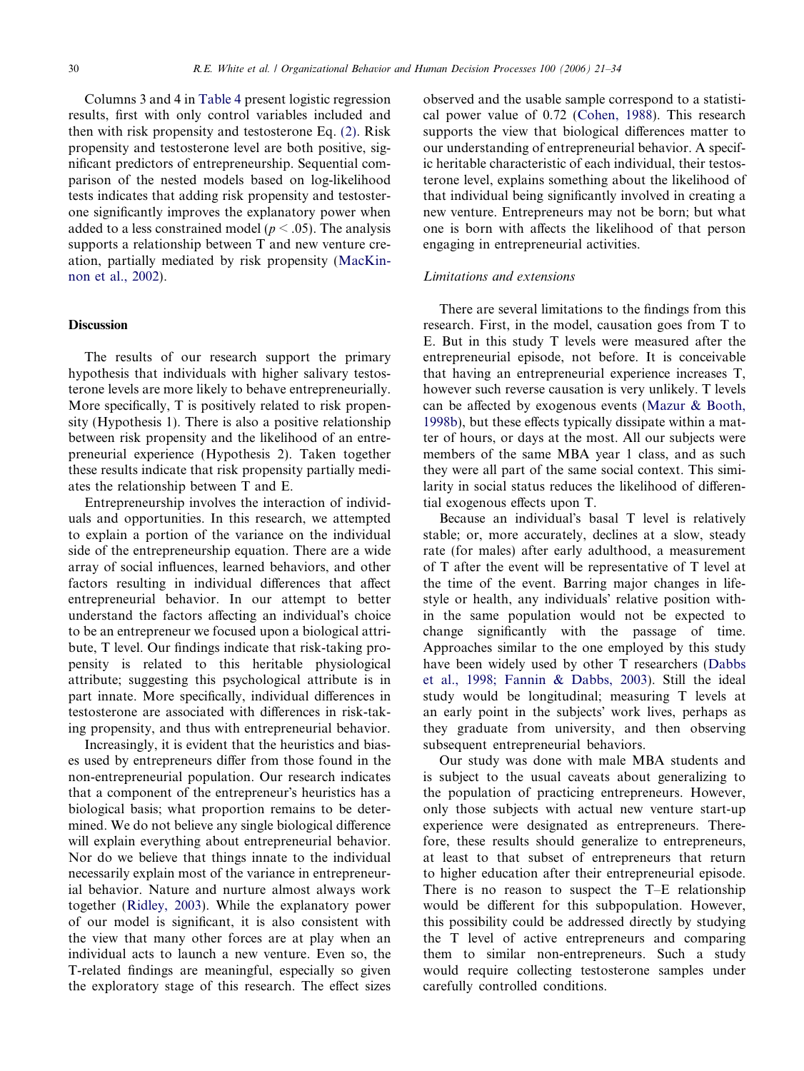Columns 3 and 4 in Table 4 present logistic regression results, first with only control variables included and then with risk propensity and testosterone Eq. (2). Risk propensity and testosterone level are both positive, significant predictors of entrepreneurship. Sequential comparison of the nested models based on log-likelihood tests indicates that adding risk propensity and testosterone significantly improves the explanatory power when added to a less constrained model ($p < .05$). The analysis supports a relationship between T and new venture creation, partially mediated by risk propensity (MacKinnon et al., 2002).

## Discussion

The results of our research support the primary hypothesis that individuals with higher salivary testosterone levels are more likely to behave entrepreneurially. More specifically, T is positively related to risk propensity (Hypothesis 1). There is also a positive relationship between risk propensity and the likelihood of an entrepreneurial experience (Hypothesis 2). Taken together these results indicate that risk propensity partially mediates the relationship between T and E.

Entrepreneurship involves the interaction of individuals and opportunities. In this research, we attempted to explain a portion of the variance on the individual side of the entrepreneurship equation. There are a wide array of social influences, learned behaviors, and other factors resulting in individual differences that affect entrepreneurial behavior. In our attempt to better understand the factors affecting an individual's choice to be an entrepreneur we focused upon a biological attribute, T level. Our findings indicate that risk-taking propensity is related to this heritable physiological attribute; suggesting this psychological attribute is in part innate. More specifically, individual differences in testosterone are associated with differences in risk-taking propensity, and thus with entrepreneurial behavior.

Increasingly, it is evident that the heuristics and biases used by entrepreneurs differ from those found in the non-entrepreneurial population. Our research indicates that a component of the entrepreneur's heuristics has a biological basis; what proportion remains to be determined. We do not believe any single biological difference will explain everything about entrepreneurial behavior. Nor do we believe that things innate to the individual necessarily explain most of the variance in entrepreneurial behavior. Nature and nurture almost always work together (Ridley, 2003). While the explanatory power of our model is significant, it is also consistent with the view that many other forces are at play when an individual acts to launch a new venture. Even so, the T-related findings are meaningful, especially so given the exploratory stage of this research. The effect sizes observed and the usable sample correspond to a statistical power value of 0.72 (Cohen, 1988). This research supports the view that biological differences matter to our understanding of entrepreneurial behavior. A specific heritable characteristic of each individual, their testosterone level, explains something about the likelihood of that individual being significantly involved in creating a new venture. Entrepreneurs may not be born; but what one is born with affects the likelihood of that person engaging in entrepreneurial activities.

### *Limitations and extensions*

There are several limitations to the findings from this research. First, in the model, causation goes from T to E. But in this study T levels were measured after the entrepreneurial episode, not before. It is conceivable that having an entrepreneurial experience increases T, however such reverse causation is very unlikely. T levels can be affected by exogenous events (Mazur & Booth, 1998b), but these effects typically dissipate within a matter of hours, or days at the most. All our subjects were members of the same MBA year 1 class, and as such they were all part of the same social context. This similarity in social status reduces the likelihood of differential exogenous effects upon T.

Because an individual's basal T level is relatively stable; or, more accurately, declines at a slow, steady rate (for males) after early adulthood, a measurement of T after the event will be representative of T level at the time of the event. Barring major changes in lifestyle or health, any individuals' relative position within the same population would not be expected to change significantly with the passage of time. Approaches similar to the one employed by this study have been widely used by other T researchers (Dabbs et al., 1998; Fannin & Dabbs, 2003). Still the ideal study would be longitudinal; measuring T levels at an early point in the subjects' work lives, perhaps as they graduate from university, and then observing subsequent entrepreneurial behaviors.

Our study was done with male MBA students and is subject to the usual caveats about generalizing to the population of practicing entrepreneurs. However, only those subjects with actual new venture start-up experience were designated as entrepreneurs. Therefore, these results should generalize to entrepreneurs, at least to that subset of entrepreneurs that return to higher education after their entrepreneurial episode. There is no reason to suspect the T–E relationship would be different for this subpopulation. However, this possibility could be addressed directly by studying the T level of active entrepreneurs and comparing them to similar non-entrepreneurs. Such a study would require collecting testosterone samples under carefully controlled conditions.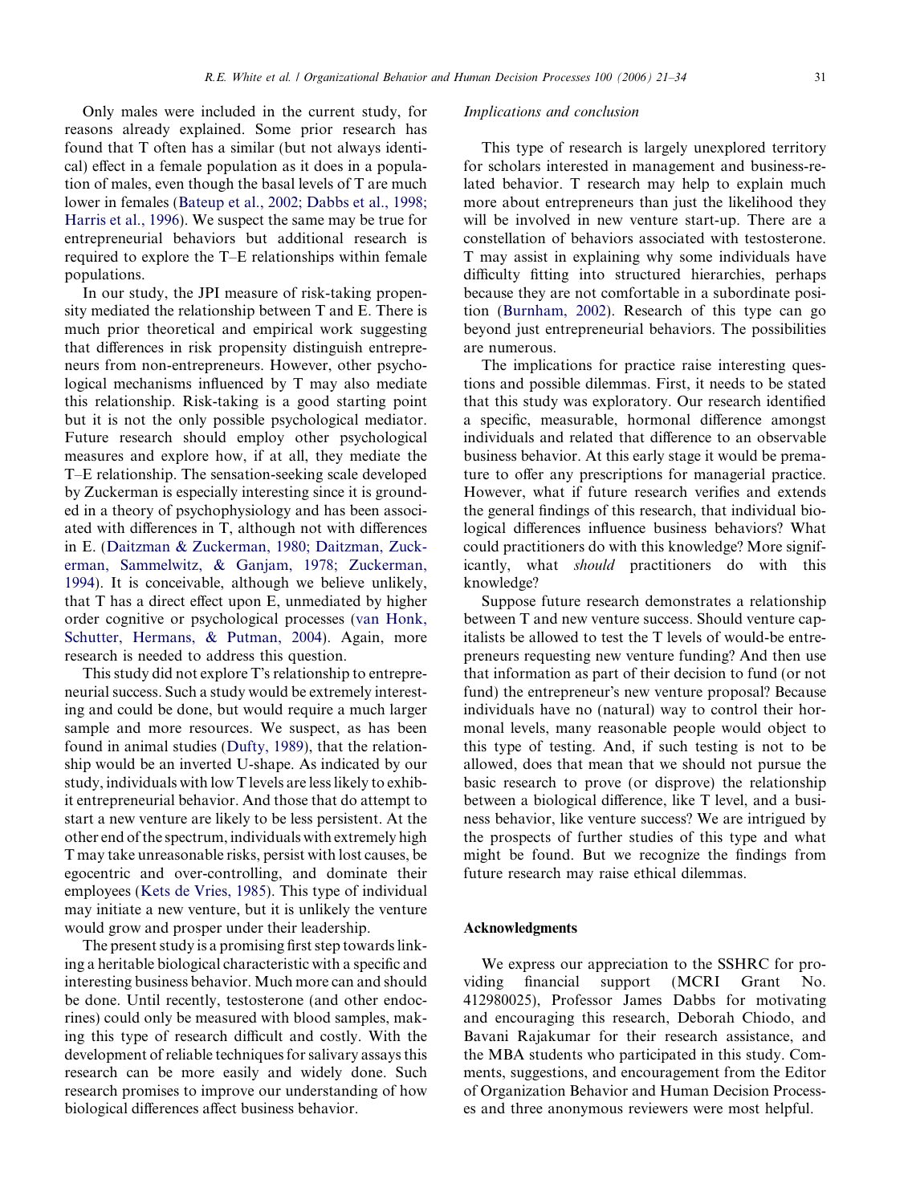Only males were included in the current study, for reasons already explained. Some prior research has found that T often has a similar (but not always identical) effect in a female population as it does in a population of males, even though the basal levels of T are much lower in females (Bateup et al., 2002; Dabbs et al., 1998; Harris et al., 1996). We suspect the same may be true for entrepreneurial behaviors but additional research is required to explore the T–E relationships within female populations.

In our study, the JPI measure of risk-taking propensity mediated the relationship between T and E. There is much prior theoretical and empirical work suggesting that differences in risk propensity distinguish entrepreneurs from non-entrepreneurs. However, other psychological mechanisms influenced by T may also mediate this relationship. Risk-taking is a good starting point but it is not the only possible psychological mediator. Future research should employ other psychological measures and explore how, if at all, they mediate the T–E relationship. The sensation-seeking scale developed by Zuckerman is especially interesting since it is grounded in a theory of psychophysiology and has been associated with differences in T, although not with differences in E. (Daitzman & Zuckerman, 1980; Daitzman, Zuckerman, Sammelwitz, & Ganjam, 1978; Zuckerman, 1994). It is conceivable, although we believe unlikely, that T has a direct effect upon E, unmediated by higher order cognitive or psychological processes (van Honk, Schutter, Hermans, & Putman, 2004). Again, more research is needed to address this question.

This study did not explore T's relationship to entrepreneurial success. Such a study would be extremely interesting and could be done, but would require a much larger sample and more resources. We suspect, as has been found in animal studies (Dufty, 1989), that the relationship would be an inverted U-shape. As indicated by our study, individuals with low T levels are less likely to exhibit entrepreneurial behavior. And those that do attempt to start a new venture are likely to be less persistent. At the other end of the spectrum, individuals with extremely high T may take unreasonable risks, persist with lost causes, be egocentric and over-controlling, and dominate their employees (Kets de Vries, 1985). This type of individual may initiate a new venture, but it is unlikely the venture would grow and prosper under their leadership.

The present study is a promising first step towards linking a heritable biological characteristic with a specific and interesting business behavior. Much more can and should be done. Until recently, testosterone (and other endocrines) could only be measured with blood samples, making this type of research difficult and costly. With the development of reliable techniques for salivary assays this research can be more easily and widely done. Such research promises to improve our understanding of how biological differences affect business behavior.

*Implications and conclusion*

This type of research is largely unexplored territory for scholars interested in management and business-related behavior. T research may help to explain much more about entrepreneurs than just the likelihood they will be involved in new venture start-up. There are a constellation of behaviors associated with testosterone. T may assist in explaining why some individuals have difficulty fitting into structured hierarchies, perhaps because they are not comfortable in a subordinate position (Burnham, 2002). Research of this type can go beyond just entrepreneurial behaviors. The possibilities are numerous.

The implications for practice raise interesting questions and possible dilemmas. First, it needs to be stated that this study was exploratory. Our research identified a specific, measurable, hormonal difference amongst individuals and related that difference to an observable business behavior. At this early stage it would be premature to offer any prescriptions for managerial practice. However, what if future research verifies and extends the general findings of this research, that individual biological differences influence business behaviors? What could practitioners do with this knowledge? More significantly, what *should* practitioners do with this knowledge?

Suppose future research demonstrates a relationship between T and new venture success. Should venture capitalists be allowed to test the T levels of would-be entrepreneurs requesting new venture funding? And then use that information as part of their decision to fund (or not fund) the entrepreneur's new venture proposal? Because individuals have no (natural) way to control their hormonal levels, many reasonable people would object to this type of testing. And, if such testing is not to be allowed, does that mean that we should not pursue the basic research to prove (or disprove) the relationship between a biological difference, like T level, and a business behavior, like venture success? We are intrigued by the prospects of further studies of this type and what might be found. But we recognize the findings from future research may raise ethical dilemmas.

## Acknowledgments

We express our appreciation to the SSHRC for providing financial support (MCRI Grant No. 412980025), Professor James Dabbs for motivating and encouraging this research, Deborah Chiodo, and Bavani Rajakumar for their research assistance, and the MBA students who participated in this study. Comments, suggestions, and encouragement from the Editor of Organization Behavior and Human Decision Processes and three anonymous reviewers were most helpful.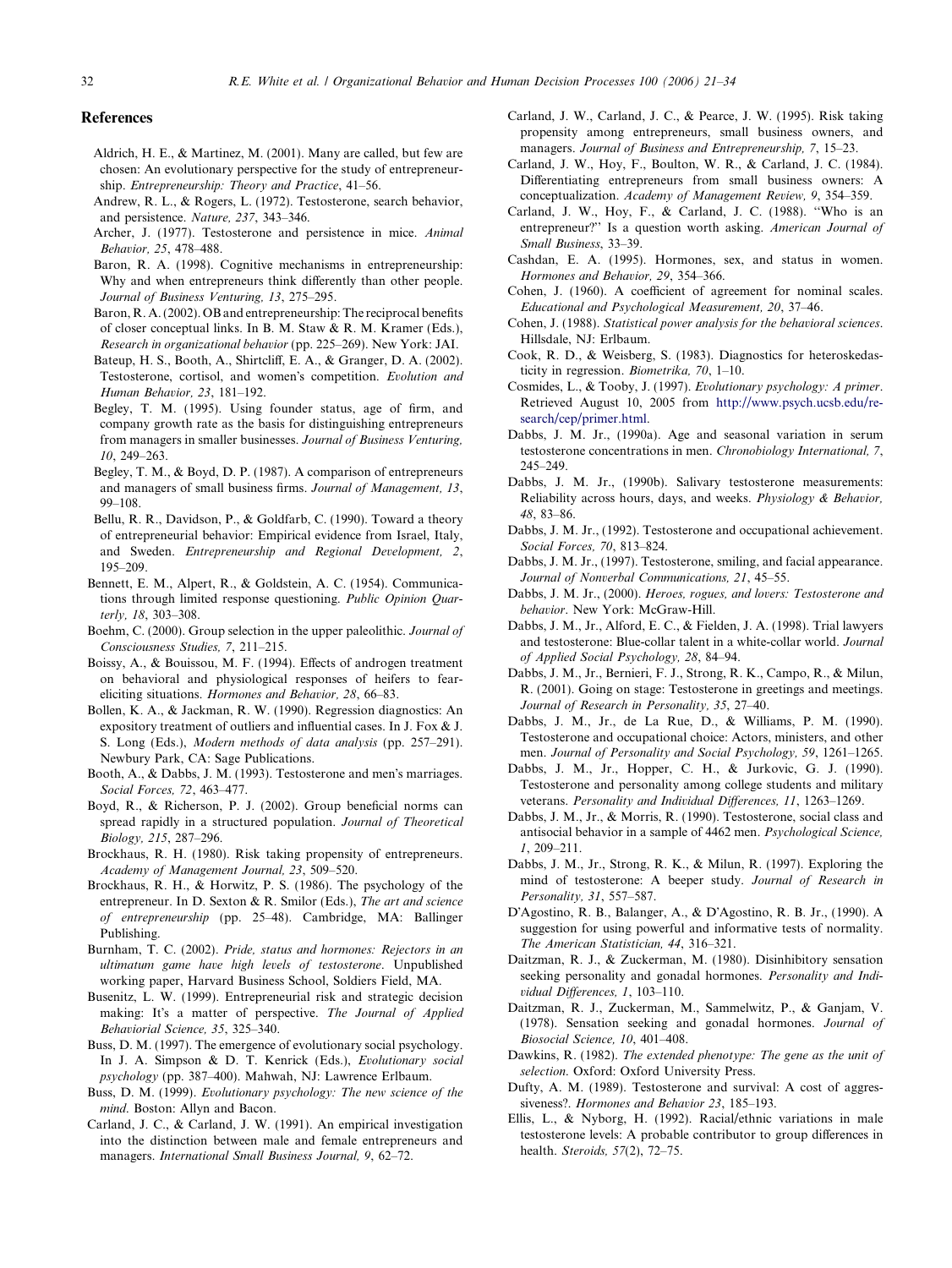## References

Aldrich, H. E., & Martinez, M. (2001). Many are called, but few are chosen: An evolutionary perspective for the study of entrepreneurship. *Entrepreneurship: Theory and Practice*, 41–56.

Andrew, R. L., & Rogers, L. (1972). Testosterone, search behavior, and persistence. *Nature, 237*, 343–346.

Archer, J. (1977). Testosterone and persistence in mice. *Animal Behavior, 25*, 478–488.

Baron, R. A. (1998). Cognitive mechanisms in entrepreneurship: Why and when entrepreneurs think differently than other people. *Journal of Business Venturing, 13*, 275–295.

Baron, R. A. (2002). OB and entrepreneurship: The reciprocal benefits of closer conceptual links. In B. M. Staw & R. M. Kramer (Eds.), *Research in organizational behavior* (pp. 225–269). New York: JAI.

Bateup, H. S., Booth, A., Shirtcliff, E. A., & Granger, D. A. (2002). Testosterone, cortisol, and women's competition. *Evolution and Human Behavior, 23*, 181–192.

Begley, T. M. (1995). Using founder status, age of firm, and company growth rate as the basis for distinguishing entrepreneurs from managers in smaller businesses. *Journal of Business Venturing, 10*, 249–263.

Begley, T. M., & Boyd, D. P. (1987). A comparison of entrepreneurs and managers of small business firms. *Journal of Management, 13*, 99–108.

Bellu, R. R., Davidson, P., & Goldfarb, C. (1990). Toward a theory of entrepreneurial behavior: Empirical evidence from Israel, Italy, and Sweden. *Entrepreneurship and Regional Development, 2*, 195–209.

Bennett, E. M., Alpert, R., & Goldstein, A. C. (1954). Communications through limited response questioning. *Public Opinion Quarterly, 18*, 303–308.

Boehm, C. (2000). Group selection in the upper paleolithic. *Journal of Consciousness Studies, 7*, 211–215.

Boissy, A., & Bouissou, M. F. (1994). Effects of androgen treatment on behavioral and physiological responses of heifers to fear-eliciting situations. *Hormones and Behavior, 28*, 66–83.

Bollen, K. A., & Jackman, R. W. (1990). Regression diagnostics: An expository treatment of outliers and influential cases. In J. Fox & J. S. Long (Eds.), *Modern methods of data analysis* (pp. 257–291). Newbury Park, CA: Sage Publications.

Booth, A., & Dabbs, J. M. (1993). Testosterone and men's marriages. *Social Forces, 72*, 463–477.

Boyd, R., & Richerson, P. J. (2002). Group beneficial norms can spread rapidly in a structured population. *Journal of Theoretical Biology, 215*, 287–296.

Brockhaus, R. H. (1980). Risk taking propensity of entrepreneurs. *Academy of Management Journal, 23*, 509–520.

Brockhaus, R. H., & Horwitz, P. S. (1986). The psychology of the entrepreneur. In D. Sexton & R. Smilor (Eds.), *The art and science of entrepreneurship* (pp. 25–48). Cambridge, MA: Ballinger Publishing.

Burnham, T. C. (2002). *Pride, status and hormones: Rejectors in an ultimatum game have high levels of testosterone*. Unpublished working paper, Harvard Business School, Soldiers Field, MA.

Busenitz, L. W. (1999). Entrepreneurial risk and strategic decision making: It's a matter of perspective. *The Journal of Applied Behaviorial Science, 35*, 325–340.

Buss, D. M. (1997). The emergence of evolutionary social psychology. In J. A. Simpson & D. T. Kenrick (Eds.), *Evolutionary social psychology* (pp. 387–400). Mahwah, NJ: Lawrence Erlbaum.

Buss, D. M. (1999). *Evolutionary psychology: The new science of the mind*. Boston: Allyn and Bacon.

Carland, J. C., & Carland, J. W. (1991). An empirical investigation into the distinction between male and female entrepreneurs and managers. *International Small Business Journal, 9*, 62–72.

Carland, J. W., Carland, J. C., & Pearce, J. W. (1995). Risk taking propensity among entrepreneurs, small business owners, and managers. *Journal of Business and Entrepreneurship, 7*, 15–23.

Carland, J. W., Hoy, F., Boulton, W. R., & Carland, J. C. (1984). Differentiating entrepreneurs from small business owners: A conceptualization. *Academy of Management Review, 9*, 354–359.

Carland, J. W., Hoy, F., & Carland, J. C. (1988). "Who is an entrepreneur?" Is a question worth asking. *American Journal of Small Business*, 33–39.

Cashdan, E. A. (1995). Hormones, sex, and status in women. *Hormones and Behavior, 29*, 354–366.

Cohen, J. (1960). A coefficient of agreement for nominal scales. *Educational and Psychological Measurement, 20*, 37–46.

Cohen, J. (1988). *Statistical power analysis for the behavioral sciences*. Hillsdale, NJ: Erlbaum.

Cook, R. D., & Weisberg, S. (1983). Diagnostics for heteroskedasticity in regression. *Biometrika, 70*, 1–10.

Cosmides, L., & Tooby, J. (1997). *Evolutionary psychology: A primer*. Retrieved August 10, 2005 from http://www.psych.ucsb.edu/research/cep/primer.html.

Dabbs, J. M. Jr., (1990a). Age and seasonal variation in serum testosterone concentrations in men. *Chronobiology International, 7*, 245–249.

Dabbs, J. M. Jr., (1990b). Salivary testosterone measurements: Reliability across hours, days, and weeks. *Physiology & Behavior, 48*, 83–86.

Dabbs, J. M. Jr., (1992). Testosterone and occupational achievement. *Social Forces, 70*, 813–824.

Dabbs, J. M. Jr., (1997). Testosterone, smiling, and facial appearance. *Journal of Nonverbal Communications, 21*, 45–55.

Dabbs, J. M. Jr., (2000). *Heroes, rogues, and lovers: Testosterone and behavior*. New York: McGraw-Hill.

Dabbs, J. M., Jr., Alford, E. C., & Fielden, J. A. (1998). Trial lawyers and testosterone: Blue-collar talent in a white-collar world. *Journal of Applied Social Psychology, 28*, 84–94.

Dabbs, J. M., Jr., Bernieri, F. J., Strong, R. K., Campo, R., & Milun, R. (2001). Going on stage: Testosterone in greetings and meetings. *Journal of Research in Personality, 35*, 27–40.

Dabbs, J. M., Jr., de La Rue, D., & Williams, P. M. (1990). Testosterone and occupational choice: Actors, ministers, and other men. *Journal of Personality and Social Psychology, 59*, 1261–1265.

Dabbs, J. M., Jr., Hopper, C. H., & Jurkovic, G. J. (1990). Testosterone and personality among college students and military veterans. *Personality and Individual Differences, 11*, 1263–1269.

Dabbs, J. M., Jr., & Morris, R. (1990). Testosterone, social class and antisocial behavior in a sample of 4462 men. *Psychological Science, 1*, 209–211.

Dabbs, J. M., Jr., Strong, R. K., & Milun, R. (1997). Exploring the mind of testosterone: A beeper study. *Journal of Research in Personality, 31*, 557–587.

D'Agostino, R. B., Balanger, A., & D'Agostino, R. B. Jr., (1990). A suggestion for using powerful and informative tests of normality. *The American Statistician, 44*, 316–321.

Daitzman, R. J., & Zuckerman, M. (1980). Disinhibitory sensation seeking personality and gonadal hormones. *Personality and Individual Differences, 1*, 103–110.

Daitzman, R. J., Zuckerman, M., Sammelwitz, P., & Ganjam, V. (1978). Sensation seeking and gonadal hormones. *Journal of Biosocial Science, 10*, 401–408.

Dawkins, R. (1982). *The extended phenotype: The gene as the unit of selection*. Oxford: Oxford University Press.

Dufty, A. M. (1989). Testosterone and survival: A cost of aggressiveness?. *Hormones and Behavior 23*, 185–193.

Ellis, L., & Nyborg, H. (1992). Racial/ethnic variations in male testosterone levels: A probable contributor to group differences in health. *Steroids, 57*(2), 72–75.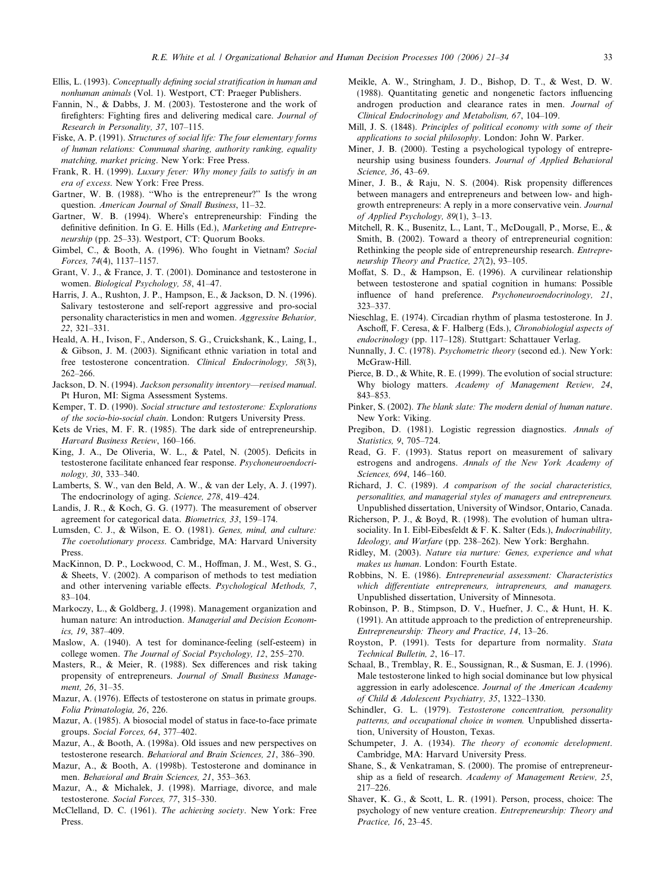Ellis, L. (1993). *Conceptually defining social stratification in human and nonhuman animals* (Vol. 1). Westport, CT: Praeger Publishers.

Fannin, N., & Dabbs, J. M. (2003). Testosterone and the work of firefighters: Fighting fires and delivering medical care. *Journal of Research in Personality, 37*, 107–115.

Fiske, A. P. (1991). *Structures of social life: The four elementary forms of human relations: Communal sharing, authority ranking, equality matching, market pricing*. New York: Free Press.

Frank, R. H. (1999). *Luxury fever: Why money fails to satisfy in an era of excess*. New York: Free Press.

Gartner, W. B. (1988). "Who is the entrepreneur?" Is the wrong question. *American Journal of Small Business*, 11–32.

Gartner, W. B. (1994). Where's entrepreneurship: Finding the definitive definition. In G. E. Hills (Ed.), *Marketing and Entrepreneurship* (pp. 25–33). Westport, CT: Quorum Books.

Gimbel, C., & Booth, A. (1996). Who fought in Vietnam? *Social Forces, 74*(4), 1137–1157.

Grant, V. J., & France, J. T. (2001). Dominance and testosterone in women. *Biological Psychology, 58*, 41–47.

Harris, J. A., Rushton, J. P., Hampson, E., & Jackson, D. N. (1996). Salivary testosterone and self-report aggressive and pro-social personality characteristics in men and women. *Aggressive Behavior, 22*, 321–331.

Heald, A. H., Ivison, F., Anderson, S. G., Cruickshank, K., Laing, I., & Gibson, J. M. (2003). Significant ethnic variation in total and free testosterone concentration. *Clinical Endocrinology, 58*(3), 262–266.

Jackson, D. N. (1994). *Jackson personality inventory—revised manual*. Pt Huron, MI: Sigma Assessment Systems.

Kemper, T. D. (1990). *Social structure and testosterone: Explorations of the socio-bio-social chain*. London: Rutgers University Press.

Kets de Vries, M. F. R. (1985). The dark side of entrepreneurship. *Harvard Business Review*, 160–166.

King, J. A., De Oliveria, W. L., & Patel, N. (2005). Deficits in testosterone facilitate enhanced fear response. *Psychoneuroendocrinology, 30*, 333–340.

Lamberts, S. W., van den Beld, A. W., & van der Lely, A. J. (1997). The endocrinology of aging. *Science, 278*, 419–424.

Landis, J. R., & Koch, G. G. (1977). The measurement of observer agreement for categorical data. *Biometrics, 33*, 159–174.

Lumsden, C. J., & Wilson, E. O. (1981). *Genes, mind, and culture: The coevolutionary process*. Cambridge, MA: Harvard University Press.

MacKinnon, D. P., Lockwood, C. M., Hoffman, J. M., West, S. G., & Sheets, V. (2002). A comparison of methods to test mediation and other intervening variable effects. *Psychological Methods, 7*, 83–104.

Markoczy, L., & Goldberg, J. (1998). Management organization and human nature: An introduction. *Managerial and Decision Economics, 19*, 387–409.

Maslow, A. (1940). A test for dominance-feeling (self-esteem) in college women. *The Journal of Social Psychology, 12*, 255–270.

Masters, R., & Meier, R. (1988). Sex differences and risk taking propensity of entrepreneurs. *Journal of Small Business Management, 26*, 31–35.

Mazur, A. (1976). Effects of testosterone on status in primate groups. *Folia Primatologia, 26*, 226.

Mazur, A. (1985). A biosocial model of status in face-to-face primate groups. *Social Forces, 64*, 377–402.

Mazur, A., & Booth, A. (1998a). Old issues and new perspectives on testosterone research. *Behavioral and Brain Sciences, 21*, 386–390.

Mazur, A., & Booth, A. (1998b). Testosterone and dominance in men. *Behavioral and Brain Sciences, 21*, 353–363.

Mazur, A., & Michalek, J. (1998). Marriage, divorce, and male testosterone. *Social Forces, 77*, 315–330.

McClelland, D. C. (1961). *The achieving society*. New York: Free Press.

Meikle, A. W., Stringham, J. D., Bishop, D. T., & West, D. W. (1988). Quantitating genetic and nongenetic factors influencing androgen production and clearance rates in men. *Journal of Clinical Endocrinology and Metabolism, 67*, 104–109.

Mill, J. S. (1848). *Principles of political economy with some of their applications to social philosophy*. London: John W. Parker.

Miner, J. B. (2000). Testing a psychological typology of entrepreneurship using business founders. *Journal of Applied Behavioral Science, 36*, 43–69.

Miner, J. B., & Raju, N. S. (2004). Risk propensity differences between managers and entrepreneurs and between low- and high-growth entrepreneurs: A reply in a more conservative vein. *Journal of Applied Psychology, 89*(1), 3–13.

Mitchell, R. K., Busenitz, L., Lant, T., McDougall, P., Morse, E., & Smith, B. (2002). Toward a theory of entrepreneurial cognition: Rethinking the people side of entrepreneurship research. *Entrepreneurship Theory and Practice, 27*(2), 93–105.

Moffat, S. D., & Hampson, E. (1996). A curvilinear relationship between testosterone and spatial cognition in humans: Possible influence of hand preference. *Psychoneuroendocrinology, 21*, 323–337.

Nieschlag, E. (1974). Circadian rhythm of plasma testosterone. In J. Aschoff, F. Ceresa, & F. Halberg (Eds.), *Chronobiologial aspects of endocrinology* (pp. 117–128). Stuttgart: Schattauer Verlag.

Nunnally, J. C. (1978). *Psychometric theory* (second ed.). New York: McGraw-Hill.

Pierce, B. D., & White, R. E. (1999). The evolution of social structure: Why biology matters. *Academy of Management Review, 24*, 843–853.

Pinker, S. (2002). *The blank slate: The modern denial of human nature*. New York: Viking.

Pregibon, D. (1981). Logistic regression diagnostics. *Annals of Statistics, 9*, 705–724.

Read, G. F. (1993). Status report on measurement of salivary estrogens and androgens. *Annals of the New York Academy of Sciences, 694*, 146–160.

Richard, J. C. (1989). *A comparison of the social characteristics, personalities, and managerial styles of managers and entrepreneurs*. Unpublished dissertation, University of Windsor, Ontario, Canada.

Richerson, P. J., & Boyd, R. (1998). The evolution of human ultrasociality. In I. Eibl-Eibesfeldt & F. K. Salter (Eds.), *Indocrinability, Ideology, and Warfare* (pp. 238–262). New York: Berghahn.

Ridley, M. (2003). *Nature via nurture: Genes, experience and what makes us human*. London: Fourth Estate.

Robbins, N. E. (1986). *Entrepreneurial assessment: Characteristics which differentiate entrepreneurs, intrapreneurs, and managers*. Unpublished dissertation, University of Minnesota.

Robinson, P. B., Stimpson, D. V., Huefner, J. C., & Hunt, H. K. (1991). An attitude approach to the prediction of entrepreneurship. *Entrepreneurship: Theory and Practice, 14*, 13–26.

Royston, P. (1991). Tests for departure from normality. *Stata Technical Bulletin, 2*, 16–17.

Schaal, B., Tremblay, R. E., Soussignan, R., & Susman, E. J. (1996). Male testosterone linked to high social dominance but low physical aggression in early adolescence. *Journal of the American Academy of Child & Adolescent Psychiatry, 35*, 1322–1330.

Schindler, G. L. (1979). *Testosterone concentration, personality patterns, and occupational choice in women*. Unpublished dissertation, University of Houston, Texas.

Schumpeter, J. A. (1934). *The theory of economic development*. Cambridge, MA: Harvard University Press.

Shane, S., & Venkatraman, S. (2000). The promise of entrepreneurship as a field of research. *Academy of Management Review, 25*, 217–226.

Shaver, K. G., & Scott, L. R. (1991). Person, process, choice: The psychology of new venture creation. *Entrepreneurship: Theory and Practice, 16*, 23–45.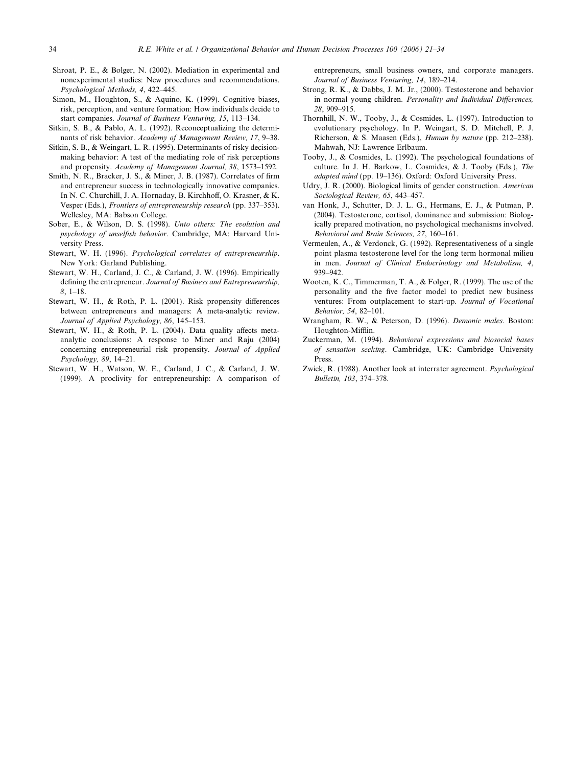Shroat, P. E., & Bolger, N. (2002). Mediation in experimental and nonexperimental studies: New procedures and recommendations. *Psychological Methods, 4*, 422–445.

Simon, M., Houghton, S., & Aquino, K. (1999). Cognitive biases, risk, perception, and venture formation: How individuals decide to start companies. *Journal of Business Venturing, 15*, 113–134.

Sitkin, S. B., & Pablo, A. L. (1992). Reconceptualizing the determinants of risk behavior. *Academy of Management Review, 17*, 9–38.

Sitkin, S. B., & Weingart, L. R. (1995). Determinants of risky decision-making behavior: A test of the mediating role of risk perceptions and propensity. *Academy of Management Journal, 38*, 1573–1592.

Smith, N. R., Bracker, J. S., & Miner, J. B. (1987). Correlates of firm and entrepreneur success in technologically innovative companies. In N. C. Churchill, J. A. Hornaday, B. Kirchhoff, O. Krasner, & K. Vesper (Eds.), *Frontiers of entrepreneurship research* (pp. 337–353). Wellesley, MA: Babson College.

Sober, E., & Wilson, D. S. (1998). *Unto others: The evolution and psychology of unselfish behavior*. Cambridge, MA: Harvard University Press.

Stewart, W. H. (1996). *Psychological correlates of entrepreneurship*. New York: Garland Publishing.

Stewart, W. H., Carland, J. C., & Carland, J. W. (1996). Empirically defining the entrepreneur. *Journal of Business and Entrepreneurship, 8*, 1–18.

Stewart, W. H., & Roth, P. L. (2001). Risk propensity differences between entrepreneurs and managers: A meta-analytic review. *Journal of Applied Psychology, 86*, 145–153.

Stewart, W. H., & Roth, P. L. (2004). Data quality affects meta-analytic conclusions: A response to Miner and Raju (2004) concerning entrepreneurial risk propensity. *Journal of Applied Psychology, 89*, 14–21.

Stewart, W. H., Watson, W. E., Carland, J. C., & Carland, J. W. (1999). A proclivity for entrepreneurship: A comparison of entrepreneurs, small business owners, and corporate managers. *Journal of Business Venturing, 14*, 189–214.

Strong, R. K., & Dabbs, J. M. Jr., (2000). Testosterone and behavior in normal young children. *Personality and Individual Differences, 28*, 909–915.

Thornhill, N. W., Tooby, J., & Cosmides, L. (1997). Introduction to evolutionary psychology. In P. Weingart, S. D. Mitchell, P. J. Richerson, & S. Maasen (Eds.), *Human by nature* (pp. 212–238). Mahwah, NJ: Lawrence Erlbaum.

Tooby, J., & Cosmides, L. (1992). The psychological foundations of culture. In J. H. Barkow, L. Cosmides, & J. Tooby (Eds.), *The adapted mind* (pp. 19–136). Oxford: Oxford University Press.

Udry, J. R. (2000). Biological limits of gender construction. *American Sociological Review, 65*, 443–457.

van Honk, J., Schutter, D. J. L. G., Hermans, E. J., & Putman, P. (2004). Testosterone, cortisol, dominance and submission: Biologically prepared motivation, no psychological mechanisms involved. *Behavioral and Brain Sciences, 27*, 160–161.

Vermeulen, A., & Verdonck, G. (1992). Representativeness of a single point plasma testosterone level for the long term hormonal milieu in men. *Journal of Clinical Endocrinology and Metabolism, 4*, 939–942.

Wooten, K. C., Timmerman, T. A., & Folger, R. (1999). The use of the personality and the five factor model to predict new business ventures: From outplacement to start-up. *Journal of Vocational Behavior, 54*, 82–101.

Wrangham, R. W., & Peterson, D. (1996). *Demonic males*. Boston: Houghton-Mifflin.

Zuckerman, M. (1994). *Behavioral expressions and biosocial bases of sensation seeking*. Cambridge, UK: Cambridge University Press.

Zwick, R. (1988). Another look at interrater agreement. *Psychological Bulletin, 103*, 374–378.